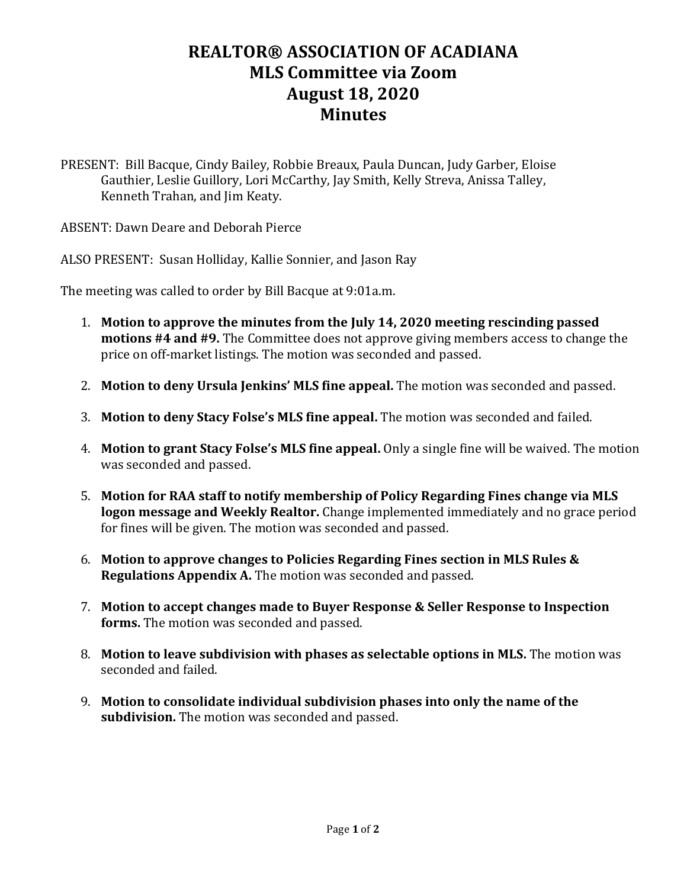# REALTOR® ASSOCIATION OF ACADIANA
# MLS Committee via Zoom
# August 18, 2020
# Minutes

PRESENT: Bill Bacque, Cindy Bailey, Robbie Breaux, Paula Duncan, Judy Garber, Eloise Gauthier, Leslie Guillory, Lori McCarthy, Jay Smith, Kelly Streva, Anissa Talley, Kenneth Trahan, and Jim Keaty.

ABSENT: Dawn Deare and Deborah Pierce

ALSO PRESENT: Susan Holliday, Kallie Sonnier, and Jason Ray

The meeting was called to order by Bill Bacque at 9:01a.m.

1. **Motion to approve the minutes from the July 14, 2020 meeting rescinding passed motions #4 and #9.** The Committee does not approve giving members access to change the price on off-market listings. The motion was seconded and passed.

2. **Motion to deny Ursula Jenkins' MLS fine appeal.** The motion was seconded and passed.

3. **Motion to deny Stacy Folse's MLS fine appeal.** The motion was seconded and failed.

4. **Motion to grant Stacy Folse's MLS fine appeal.** Only a single fine will be waived. The motion was seconded and passed.

5. **Motion for RAA staff to notify membership of Policy Regarding Fines change via MLS logon message and Weekly Realtor.** Change implemented immediately and no grace period for fines will be given. The motion was seconded and passed.

6. **Motion to approve changes to Policies Regarding Fines section in MLS Rules & Regulations Appendix A.** The motion was seconded and passed.

7. **Motion to accept changes made to Buyer Response & Seller Response to Inspection forms.** The motion was seconded and passed.

8. **Motion to leave subdivision with phases as selectable options in MLS.** The motion was seconded and failed.

9. **Motion to consolidate individual subdivision phases into only the name of the subdivision.** The motion was seconded and passed.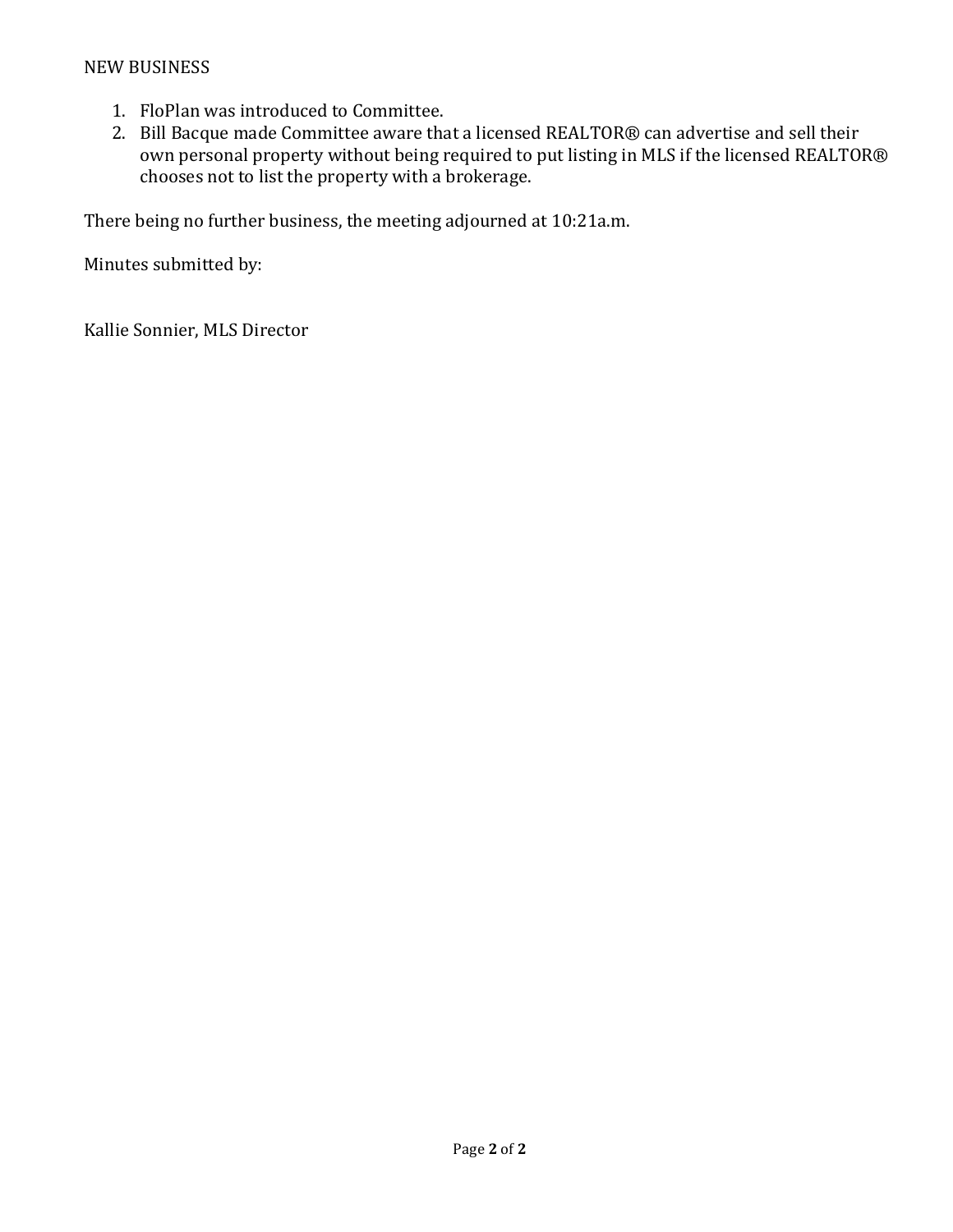NEW BUSINESS

1. FloPlan was introduced to Committee.
2. Bill Bacque made Committee aware that a licensed REALTOR® can advertise and sell their own personal property without being required to put listing in MLS if the licensed REALTOR® chooses not to list the property with a brokerage.

There being no further business, the meeting adjourned at 10:21a.m.

Minutes submitted by:

Kallie Sonnier, MLS Director